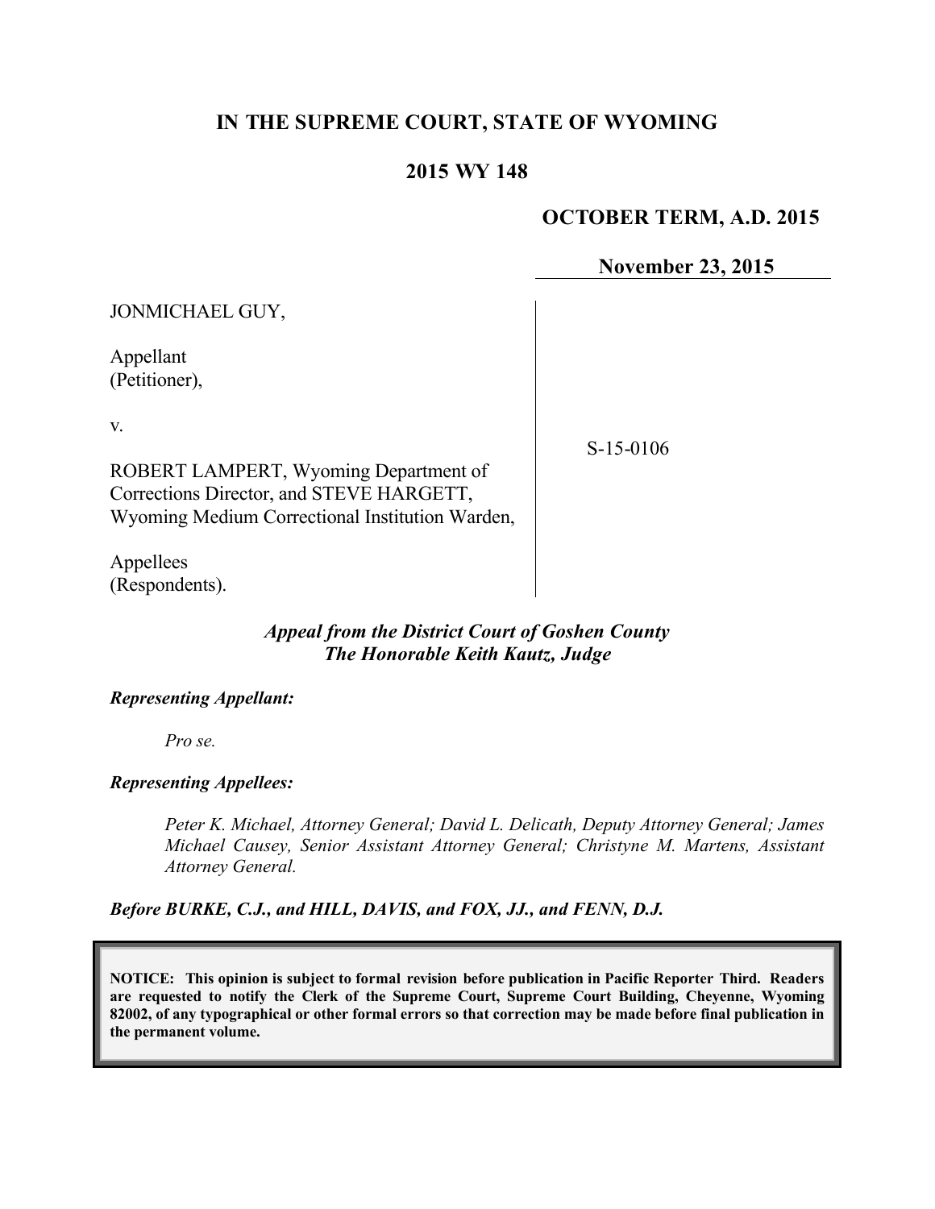# IN THE SUPREME COURT, STATE OF WYOMING

## 2015 WY 148

**OCTOBER TERM, A.D. 2015**

**November 23, 2015**

JONMICHAEL GUY,

Appellant
(Petitioner),

v.

ROBERT LAMPERT, Wyoming Department of Corrections Director, and STEVE HARGETT, Wyoming Medium Correctional Institution Warden,

Appellees
(Respondents).

S-15-0106

***Appeal from the District Court of Goshen County***
***The Honorable Keith Kautz, Judge***

***Representing Appellant:***

*Pro se.*

***Representing Appellees:***

*Peter K. Michael, Attorney General; David L. Delicath, Deputy Attorney General; James Michael Causey, Senior Assistant Attorney General; Christyne M. Martens, Assistant Attorney General.*

***Before BURKE, C.J., and HILL, DAVIS, and FOX, JJ., and FENN, D.J.***

**NOTICE: This opinion is subject to formal revision before publication in Pacific Reporter Third. Readers are requested to notify the Clerk of the Supreme Court, Supreme Court Building, Cheyenne, Wyoming 82002, of any typographical or other formal errors so that correction may be made before final publication in the permanent volume.**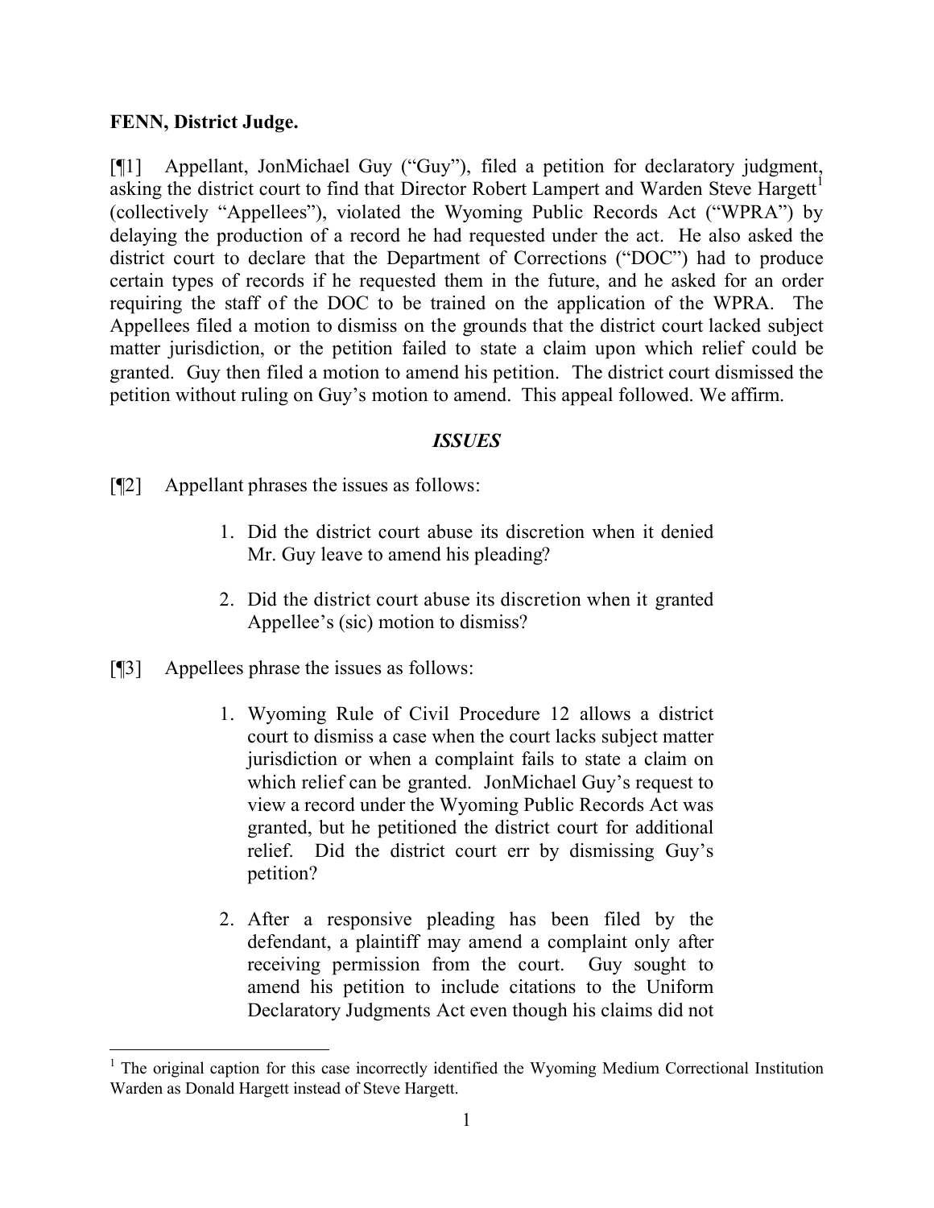**FENN, District Judge.**

[¶1] Appellant, JonMichael Guy ("Guy"), filed a petition for declaratory judgment, asking the district court to find that Director Robert Lampert and Warden Steve Hargett[1] (collectively "Appellees"), violated the Wyoming Public Records Act ("WPRA") by delaying the production of a record he had requested under the act. He also asked the district court to declare that the Department of Corrections ("DOC") had to produce certain types of records if he requested them in the future, and he asked for an order requiring the staff of the DOC to be trained on the application of the WPRA. The Appellees filed a motion to dismiss on the grounds that the district court lacked subject matter jurisdiction, or the petition failed to state a claim upon which relief could be granted. Guy then filed a motion to amend his petition. The district court dismissed the petition without ruling on Guy's motion to amend. This appeal followed. We affirm.

## *ISSUES*

[¶2] Appellant phrases the issues as follows:

> 1. Did the district court abuse its discretion when it denied Mr. Guy leave to amend his pleading?
>
> 2. Did the district court abuse its discretion when it granted Appellee's (sic) motion to dismiss?

[¶3] Appellees phrase the issues as follows:

> 1. Wyoming Rule of Civil Procedure 12 allows a district court to dismiss a case when the court lacks subject matter jurisdiction or when a complaint fails to state a claim on which relief can be granted. JonMichael Guy's request to view a record under the Wyoming Public Records Act was granted, but he petitioned the district court for additional relief. Did the district court err by dismissing Guy's petition?
>
> 2. After a responsive pleading has been filed by the defendant, a plaintiff may amend a complaint only after receiving permission from the court. Guy sought to amend his petition to include citations to the Uniform Declaratory Judgments Act even though his claims did not

---

[1] The original caption for this case incorrectly identified the Wyoming Medium Correctional Institution Warden as Donald Hargett instead of Steve Hargett.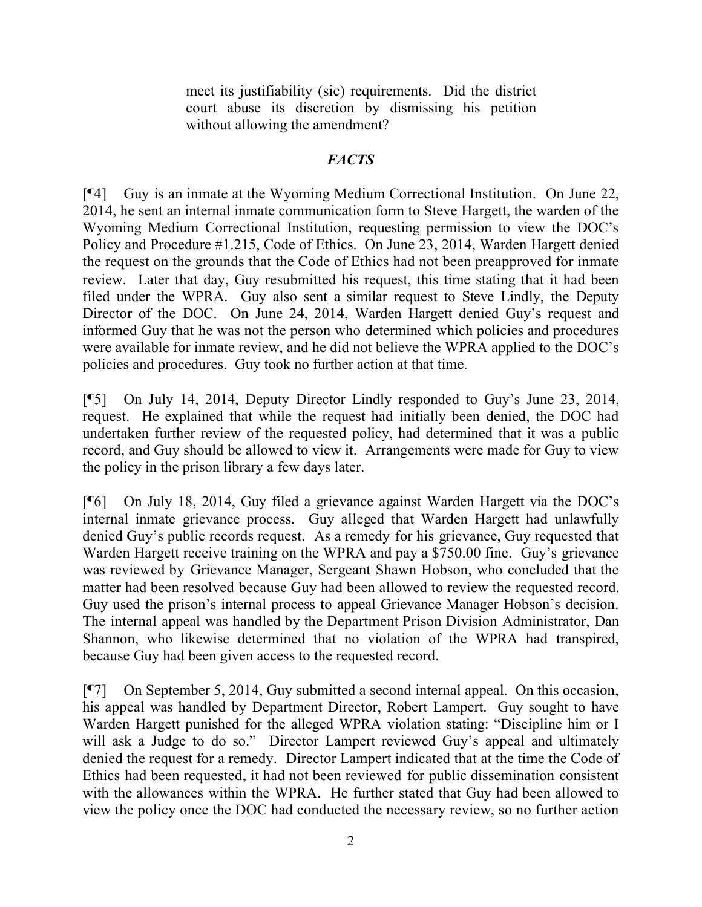> meet its justifiability (sic) requirements. Did the district court abuse its discretion by dismissing his petition without allowing the amendment?

## *FACTS*

[¶4] Guy is an inmate at the Wyoming Medium Correctional Institution. On June 22, 2014, he sent an internal inmate communication form to Steve Hargett, the warden of the Wyoming Medium Correctional Institution, requesting permission to view the DOC's Policy and Procedure #1.215, Code of Ethics. On June 23, 2014, Warden Hargett denied the request on the grounds that the Code of Ethics had not been preapproved for inmate review. Later that day, Guy resubmitted his request, this time stating that it had been filed under the WPRA. Guy also sent a similar request to Steve Lindly, the Deputy Director of the DOC. On June 24, 2014, Warden Hargett denied Guy's request and informed Guy that he was not the person who determined which policies and procedures were available for inmate review, and he did not believe the WPRA applied to the DOC's policies and procedures. Guy took no further action at that time.

[¶5] On July 14, 2014, Deputy Director Lindly responded to Guy's June 23, 2014, request. He explained that while the request had initially been denied, the DOC had undertaken further review of the requested policy, had determined that it was a public record, and Guy should be allowed to view it. Arrangements were made for Guy to view the policy in the prison library a few days later.

[¶6] On July 18, 2014, Guy filed a grievance against Warden Hargett via the DOC's internal inmate grievance process. Guy alleged that Warden Hargett had unlawfully denied Guy's public records request. As a remedy for his grievance, Guy requested that Warden Hargett receive training on the WPRA and pay a $750.00 fine. Guy's grievance was reviewed by Grievance Manager, Sergeant Shawn Hobson, who concluded that the matter had been resolved because Guy had been allowed to review the requested record. Guy used the prison's internal process to appeal Grievance Manager Hobson's decision. The internal appeal was handled by the Department Prison Division Administrator, Dan Shannon, who likewise determined that no violation of the WPRA had transpired, because Guy had been given access to the requested record.

[¶7] On September 5, 2014, Guy submitted a second internal appeal. On this occasion, his appeal was handled by Department Director, Robert Lampert. Guy sought to have Warden Hargett punished for the alleged WPRA violation stating: "Discipline him or I will ask a Judge to do so." Director Lampert reviewed Guy's appeal and ultimately denied the request for a remedy. Director Lampert indicated that at the time the Code of Ethics had been requested, it had not been reviewed for public dissemination consistent with the allowances within the WPRA. He further stated that Guy had been allowed to view the policy once the DOC had conducted the necessary review, so no further action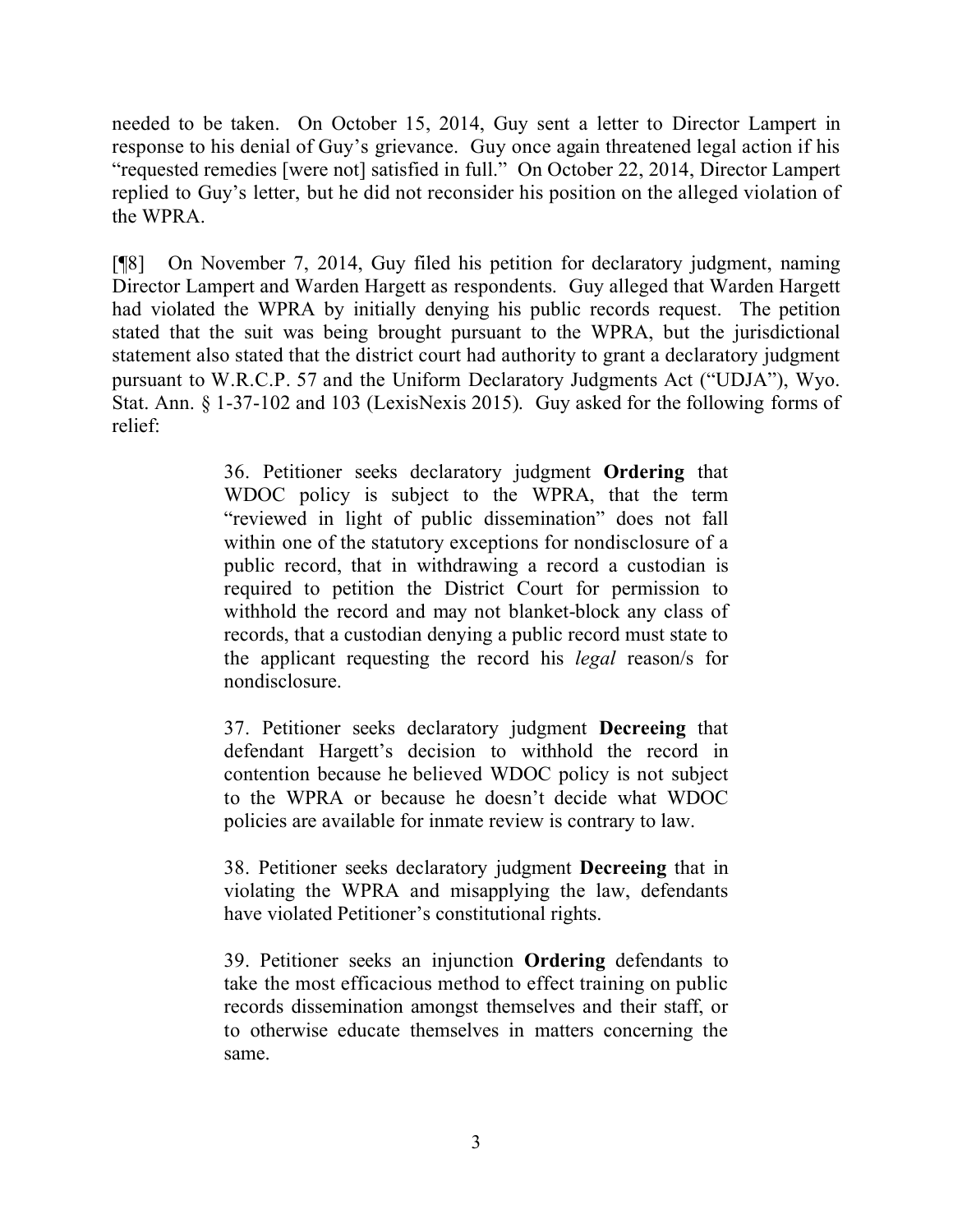needed to be taken. On October 15, 2014, Guy sent a letter to Director Lampert in response to his denial of Guy's grievance. Guy once again threatened legal action if his "requested remedies [were not] satisfied in full." On October 22, 2014, Director Lampert replied to Guy's letter, but he did not reconsider his position on the alleged violation of the WPRA.

[¶8] On November 7, 2014, Guy filed his petition for declaratory judgment, naming Director Lampert and Warden Hargett as respondents. Guy alleged that Warden Hargett had violated the WPRA by initially denying his public records request. The petition stated that the suit was being brought pursuant to the WPRA, but the jurisdictional statement also stated that the district court had authority to grant a declaratory judgment pursuant to W.R.C.P. 57 and the Uniform Declaratory Judgments Act ("UDJA"), Wyo. Stat. Ann. § 1-37-102 and 103 (LexisNexis 2015). Guy asked for the following forms of relief:

> 36. Petitioner seeks declaratory judgment **Ordering** that WDOC policy is subject to the WPRA, that the term "reviewed in light of public dissemination" does not fall within one of the statutory exceptions for nondisclosure of a public record, that in withdrawing a record a custodian is required to petition the District Court for permission to withhold the record and may not blanket-block any class of records, that a custodian denying a public record must state to the applicant requesting the record his *legal* reason/s for nondisclosure.
>
> 37. Petitioner seeks declaratory judgment **Decreeing** that defendant Hargett's decision to withhold the record in contention because he believed WDOC policy is not subject to the WPRA or because he doesn't decide what WDOC policies are available for inmate review is contrary to law.
>
> 38. Petitioner seeks declaratory judgment **Decreeing** that in violating the WPRA and misapplying the law, defendants have violated Petitioner's constitutional rights.
>
> 39. Petitioner seeks an injunction **Ordering** defendants to take the most efficacious method to effect training on public records dissemination amongst themselves and their staff, or to otherwise educate themselves in matters concerning the same.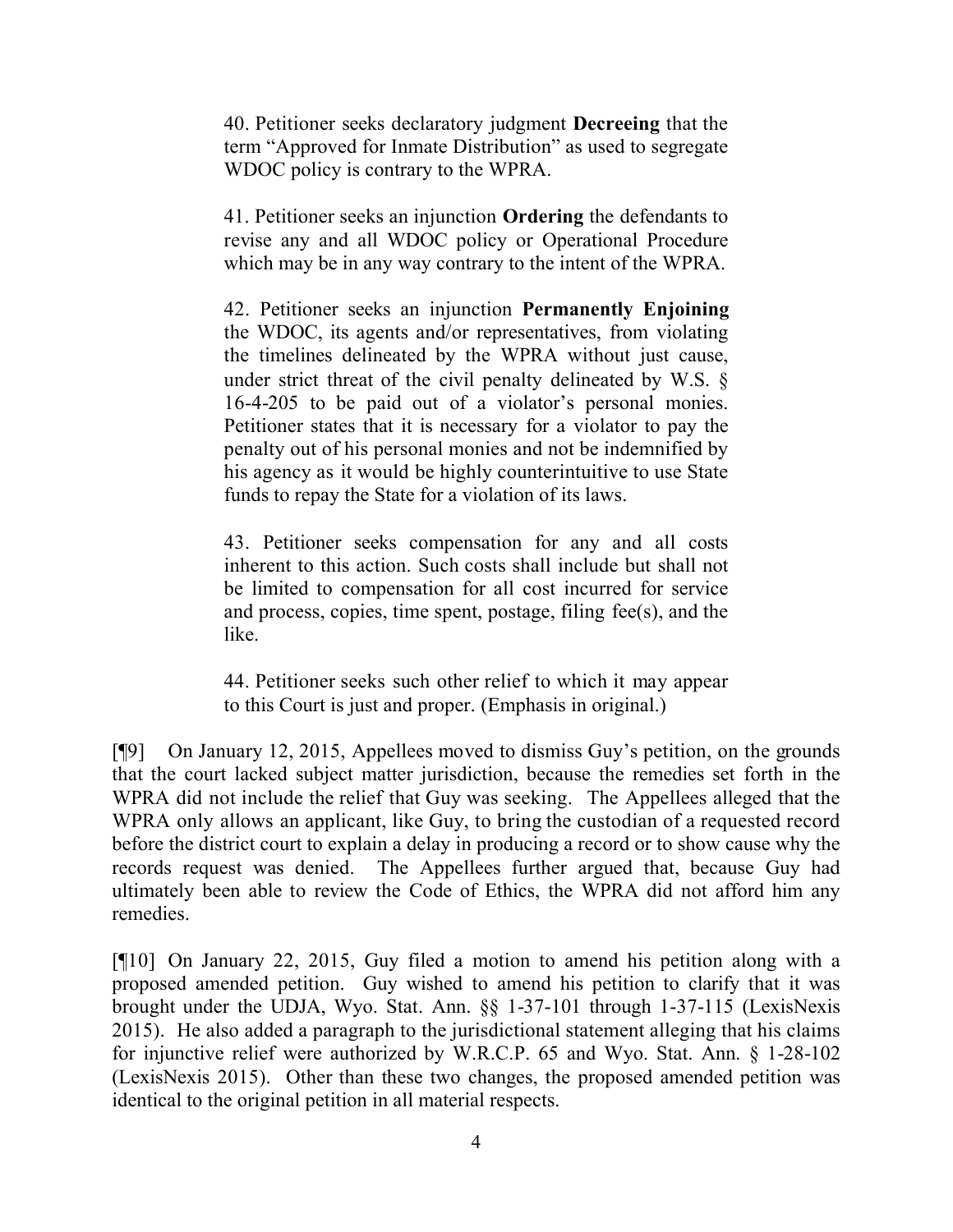> 40. Petitioner seeks declaratory judgment **Decreeing** that the term "Approved for Inmate Distribution" as used to segregate WDOC policy is contrary to the WPRA.
>
> 41. Petitioner seeks an injunction **Ordering** the defendants to revise any and all WDOC policy or Operational Procedure which may be in any way contrary to the intent of the WPRA.
>
> 42. Petitioner seeks an injunction **Permanently Enjoining** the WDOC, its agents and/or representatives, from violating the timelines delineated by the WPRA without just cause, under strict threat of the civil penalty delineated by W.S. § 16-4-205 to be paid out of a violator's personal monies. Petitioner states that it is necessary for a violator to pay the penalty out of his personal monies and not be indemnified by his agency as it would be highly counterintuitive to use State funds to repay the State for a violation of its laws.
>
> 43. Petitioner seeks compensation for any and all costs inherent to this action. Such costs shall include but shall not be limited to compensation for all cost incurred for service and process, copies, time spent, postage, filing fee(s), and the like.
>
> 44. Petitioner seeks such other relief to which it may appear to this Court is just and proper. (Emphasis in original.)

[¶9] On January 12, 2015, Appellees moved to dismiss Guy's petition, on the grounds that the court lacked subject matter jurisdiction, because the remedies set forth in the WPRA did not include the relief that Guy was seeking. The Appellees alleged that the WPRA only allows an applicant, like Guy, to bring the custodian of a requested record before the district court to explain a delay in producing a record or to show cause why the records request was denied. The Appellees further argued that, because Guy had ultimately been able to review the Code of Ethics, the WPRA did not afford him any remedies.

[¶10] On January 22, 2015, Guy filed a motion to amend his petition along with a proposed amended petition. Guy wished to amend his petition to clarify that it was brought under the UDJA, Wyo. Stat. Ann. §§ 1-37-101 through 1-37-115 (LexisNexis 2015). He also added a paragraph to the jurisdictional statement alleging that his claims for injunctive relief were authorized by W.R.C.P. 65 and Wyo. Stat. Ann. § 1-28-102 (LexisNexis 2015). Other than these two changes, the proposed amended petition was identical to the original petition in all material respects.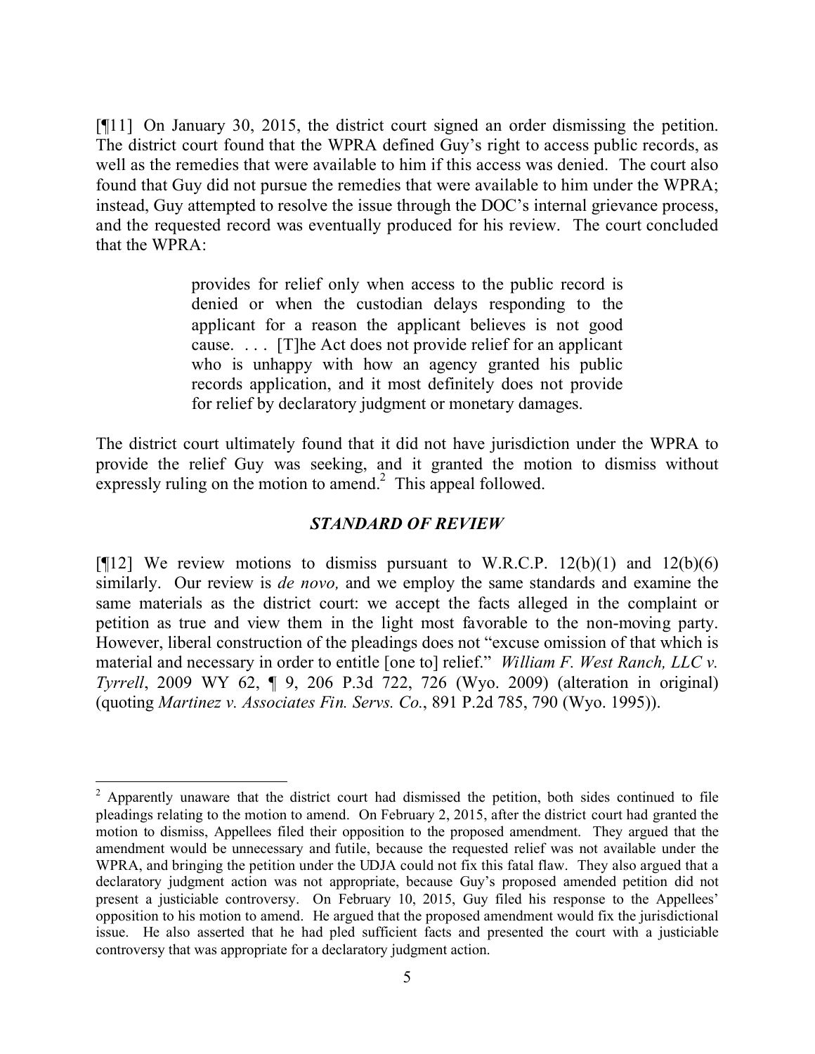[¶11] On January 30, 2015, the district court signed an order dismissing the petition. The district court found that the WPRA defined Guy's right to access public records, as well as the remedies that were available to him if this access was denied. The court also found that Guy did not pursue the remedies that were available to him under the WPRA; instead, Guy attempted to resolve the issue through the DOC's internal grievance process, and the requested record was eventually produced for his review. The court concluded that the WPRA:

> provides for relief only when access to the public record is denied or when the custodian delays responding to the applicant for a reason the applicant believes is not good cause. . . . [T]he Act does not provide relief for an applicant who is unhappy with how an agency granted his public records application, and it most definitely does not provide for relief by declaratory judgment or monetary damages.

The district court ultimately found that it did not have jurisdiction under the WPRA to provide the relief Guy was seeking, and it granted the motion to dismiss without expressly ruling on the motion to amend.[2] This appeal followed.

### *STANDARD OF REVIEW*

[¶12] We review motions to dismiss pursuant to W.R.C.P. 12(b)(1) and 12(b)(6) similarly. Our review is *de novo,* and we employ the same standards and examine the same materials as the district court: we accept the facts alleged in the complaint or petition as true and view them in the light most favorable to the non-moving party. However, liberal construction of the pleadings does not "excuse omission of that which is material and necessary in order to entitle [one to] relief." *William F. West Ranch, LLC v. Tyrrell*, 2009 WY 62, ¶ 9, 206 P.3d 722, 726 (Wyo. 2009) (alteration in original) (quoting *Martinez v. Associates Fin. Servs. Co.*, 891 P.2d 785, 790 (Wyo. 1995)).

---

[2] Apparently unaware that the district court had dismissed the petition, both sides continued to file pleadings relating to the motion to amend. On February 2, 2015, after the district court had granted the motion to dismiss, Appellees filed their opposition to the proposed amendment. They argued that the amendment would be unnecessary and futile, because the requested relief was not available under the WPRA, and bringing the petition under the UDJA could not fix this fatal flaw. They also argued that a declaratory judgment action was not appropriate, because Guy's proposed amended petition did not present a justiciable controversy. On February 10, 2015, Guy filed his response to the Appellees' opposition to his motion to amend. He argued that the proposed amendment would fix the jurisdictional issue. He also asserted that he had pled sufficient facts and presented the court with a justiciable controversy that was appropriate for a declaratory judgment action.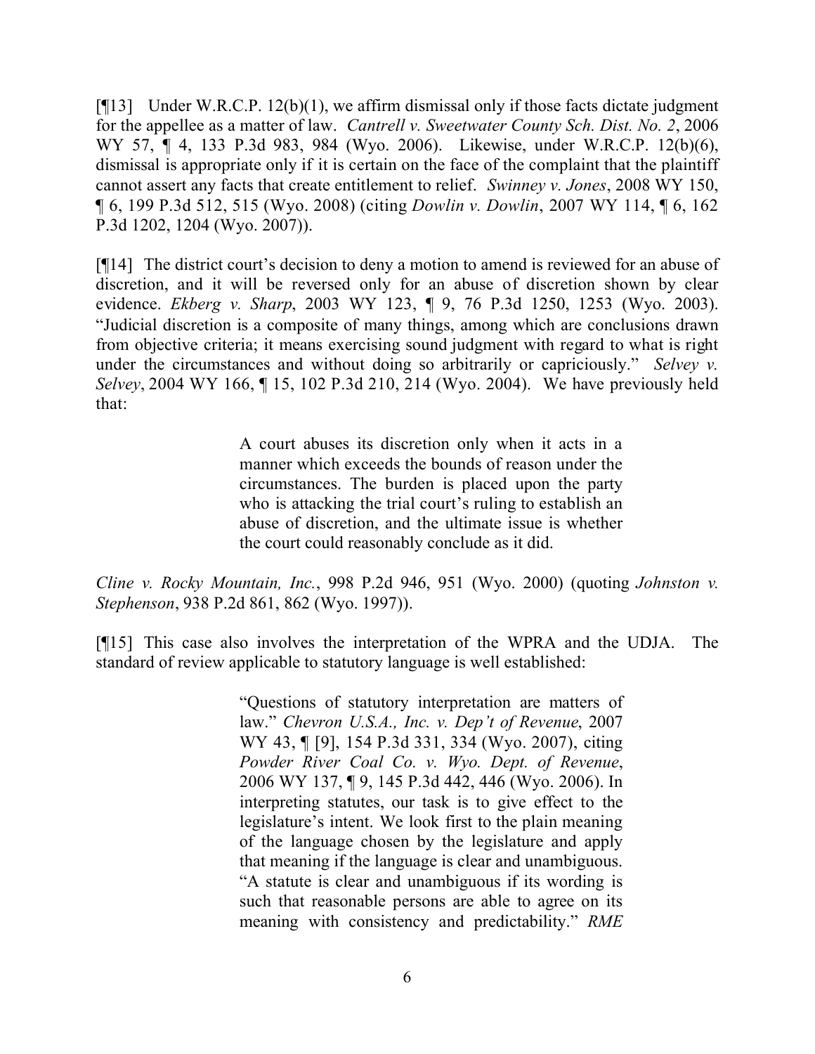[¶13] Under W.R.C.P. 12(b)(1), we affirm dismissal only if those facts dictate judgment for the appellee as a matter of law. *Cantrell v. Sweetwater County Sch. Dist. No. 2*, 2006 WY 57, ¶ 4, 133 P.3d 983, 984 (Wyo. 2006). Likewise, under W.R.C.P. 12(b)(6), dismissal is appropriate only if it is certain on the face of the complaint that the plaintiff cannot assert any facts that create entitlement to relief. *Swinney v. Jones*, 2008 WY 150, ¶ 6, 199 P.3d 512, 515 (Wyo. 2008) (citing *Dowlin v. Dowlin*, 2007 WY 114, ¶ 6, 162 P.3d 1202, 1204 (Wyo. 2007)).

[¶14] The district court's decision to deny a motion to amend is reviewed for an abuse of discretion, and it will be reversed only for an abuse of discretion shown by clear evidence. *Ekberg v. Sharp*, 2003 WY 123, ¶ 9, 76 P.3d 1250, 1253 (Wyo. 2003). "Judicial discretion is a composite of many things, among which are conclusions drawn from objective criteria; it means exercising sound judgment with regard to what is right under the circumstances and without doing so arbitrarily or capriciously." *Selvey v. Selvey*, 2004 WY 166, ¶ 15, 102 P.3d 210, 214 (Wyo. 2004). We have previously held that:

> A court abuses its discretion only when it acts in a manner which exceeds the bounds of reason under the circumstances. The burden is placed upon the party who is attacking the trial court's ruling to establish an abuse of discretion, and the ultimate issue is whether the court could reasonably conclude as it did.

*Cline v. Rocky Mountain, Inc.*, 998 P.2d 946, 951 (Wyo. 2000) (quoting *Johnston v. Stephenson*, 938 P.2d 861, 862 (Wyo. 1997)).

[¶15] This case also involves the interpretation of the WPRA and the UDJA. The standard of review applicable to statutory language is well established:

> "Questions of statutory interpretation are matters of law." *Chevron U.S.A., Inc. v. Dep't of Revenue*, 2007 WY 43, ¶ [9], 154 P.3d 331, 334 (Wyo. 2007), citing *Powder River Coal Co. v. Wyo. Dept. of Revenue*, 2006 WY 137, ¶ 9, 145 P.3d 442, 446 (Wyo. 2006). In interpreting statutes, our task is to give effect to the legislature's intent. We look first to the plain meaning of the language chosen by the legislature and apply that meaning if the language is clear and unambiguous. "A statute is clear and unambiguous if its wording is such that reasonable persons are able to agree on its meaning with consistency and predictability." *RME*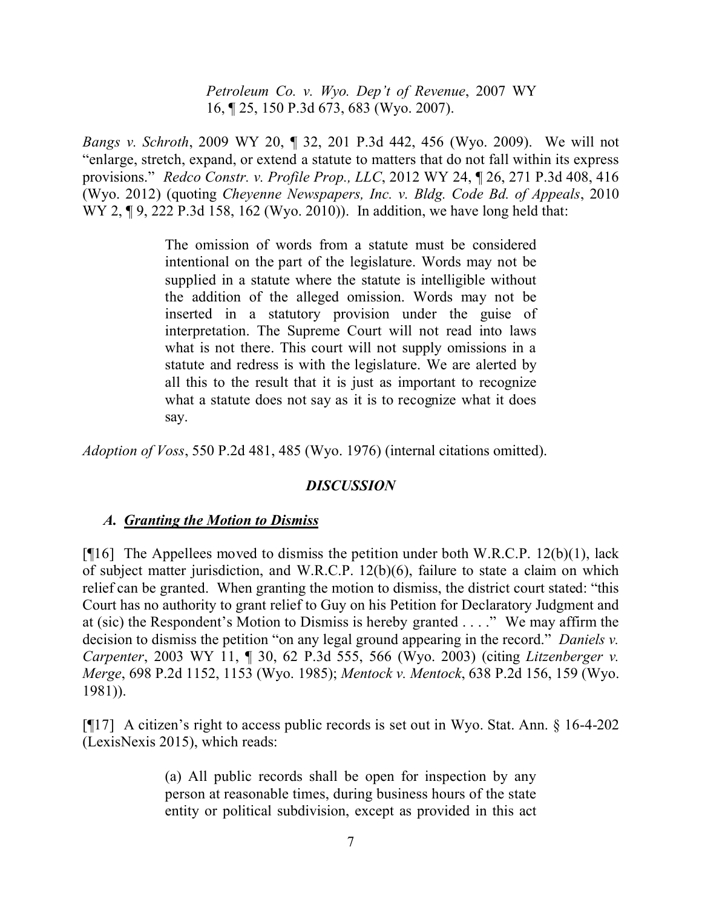> *Petroleum Co. v. Wyo. Dep't of Revenue*, 2007 WY 16, ¶ 25, 150 P.3d 673, 683 (Wyo. 2007).

*Bangs v. Schroth*, 2009 WY 20, ¶ 32, 201 P.3d 442, 456 (Wyo. 2009). We will not "enlarge, stretch, expand, or extend a statute to matters that do not fall within its express provisions." *Redco Constr. v. Profile Prop., LLC*, 2012 WY 24, ¶ 26, 271 P.3d 408, 416 (Wyo. 2012) (quoting *Cheyenne Newspapers, Inc. v. Bldg. Code Bd. of Appeals*, 2010 WY 2, ¶ 9, 222 P.3d 158, 162 (Wyo. 2010)). In addition, we have long held that:

> The omission of words from a statute must be considered intentional on the part of the legislature. Words may not be supplied in a statute where the statute is intelligible without the addition of the alleged omission. Words may not be inserted in a statutory provision under the guise of interpretation. The Supreme Court will not read into laws what is not there. This court will not supply omissions in a statute and redress is with the legislature. We are alerted by all this to the result that it is just as important to recognize what a statute does not say as it is to recognize what it does say.

*Adoption of Voss*, 550 P.2d 481, 485 (Wyo. 1976) (internal citations omitted).

## *DISCUSSION*

### *A. Granting the Motion to Dismiss*

[¶16] The Appellees moved to dismiss the petition under both W.R.C.P. 12(b)(1), lack of subject matter jurisdiction, and W.R.C.P. 12(b)(6), failure to state a claim on which relief can be granted. When granting the motion to dismiss, the district court stated: "this Court has no authority to grant relief to Guy on his Petition for Declaratory Judgment and at (sic) the Respondent's Motion to Dismiss is hereby granted . . . ." We may affirm the decision to dismiss the petition "on any legal ground appearing in the record." *Daniels v. Carpenter*, 2003 WY 11, ¶ 30, 62 P.3d 555, 566 (Wyo. 2003) (citing *Litzenberger v. Merge*, 698 P.2d 1152, 1153 (Wyo. 1985); *Mentock v. Mentock*, 638 P.2d 156, 159 (Wyo. 1981)).

[¶17] A citizen's right to access public records is set out in Wyo. Stat. Ann. § 16-4-202 (LexisNexis 2015), which reads:

> (a) All public records shall be open for inspection by any person at reasonable times, during business hours of the state entity or political subdivision, except as provided in this act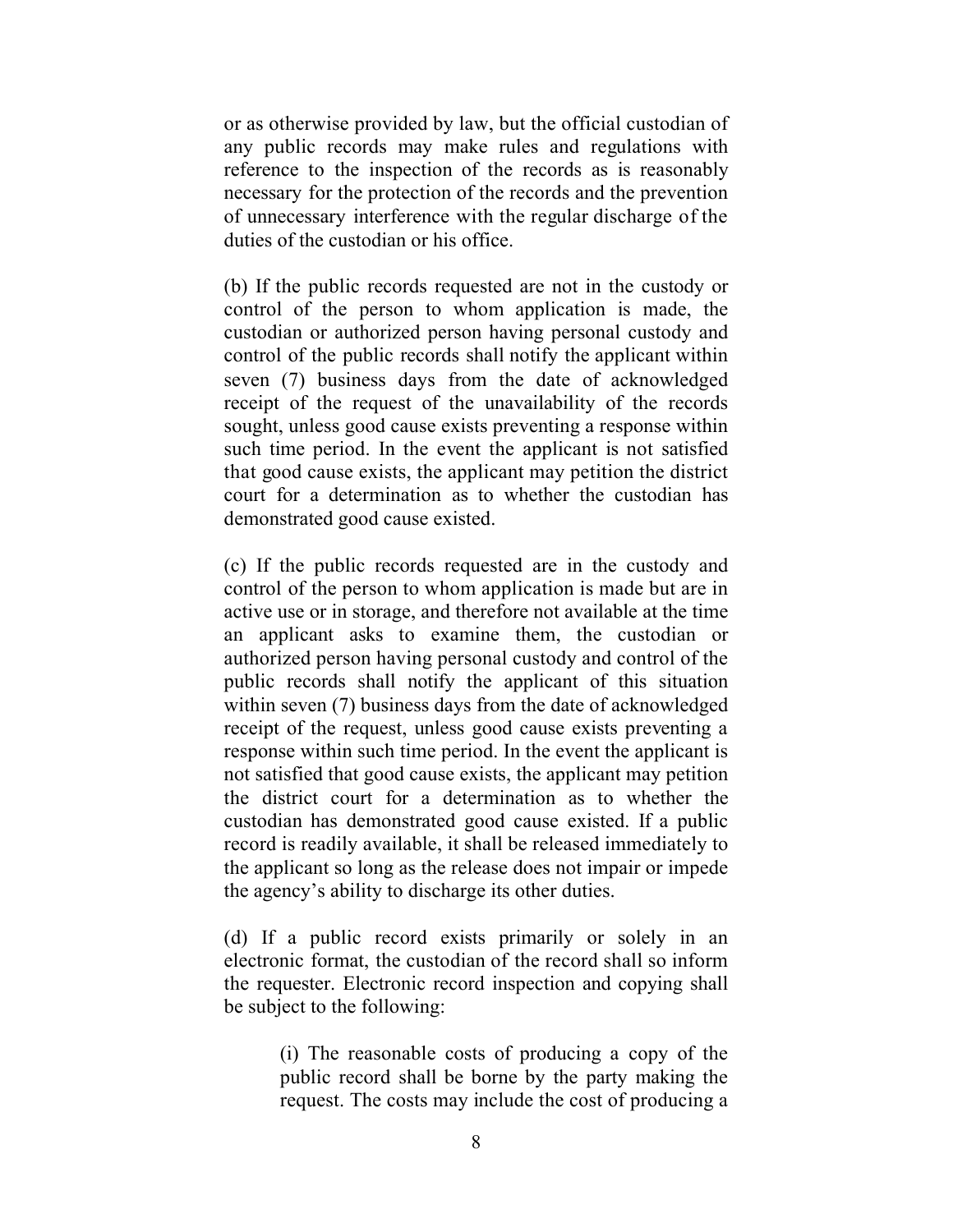or as otherwise provided by law, but the official custodian of any public records may make rules and regulations with reference to the inspection of the records as is reasonably necessary for the protection of the records and the prevention of unnecessary interference with the regular discharge of the duties of the custodian or his office.

(b) If the public records requested are not in the custody or control of the person to whom application is made, the custodian or authorized person having personal custody and control of the public records shall notify the applicant within seven (7) business days from the date of acknowledged receipt of the request of the unavailability of the records sought, unless good cause exists preventing a response within such time period. In the event the applicant is not satisfied that good cause exists, the applicant may petition the district court for a determination as to whether the custodian has demonstrated good cause existed.

(c) If the public records requested are in the custody and control of the person to whom application is made but are in active use or in storage, and therefore not available at the time an applicant asks to examine them, the custodian or authorized person having personal custody and control of the public records shall notify the applicant of this situation within seven (7) business days from the date of acknowledged receipt of the request, unless good cause exists preventing a response within such time period. In the event the applicant is not satisfied that good cause exists, the applicant may petition the district court for a determination as to whether the custodian has demonstrated good cause existed. If a public record is readily available, it shall be released immediately to the applicant so long as the release does not impair or impede the agency's ability to discharge its other duties.

(d) If a public record exists primarily or solely in an electronic format, the custodian of the record shall so inform the requester. Electronic record inspection and copying shall be subject to the following:

> (i) The reasonable costs of producing a copy of the public record shall be borne by the party making the request. The costs may include the cost of producing a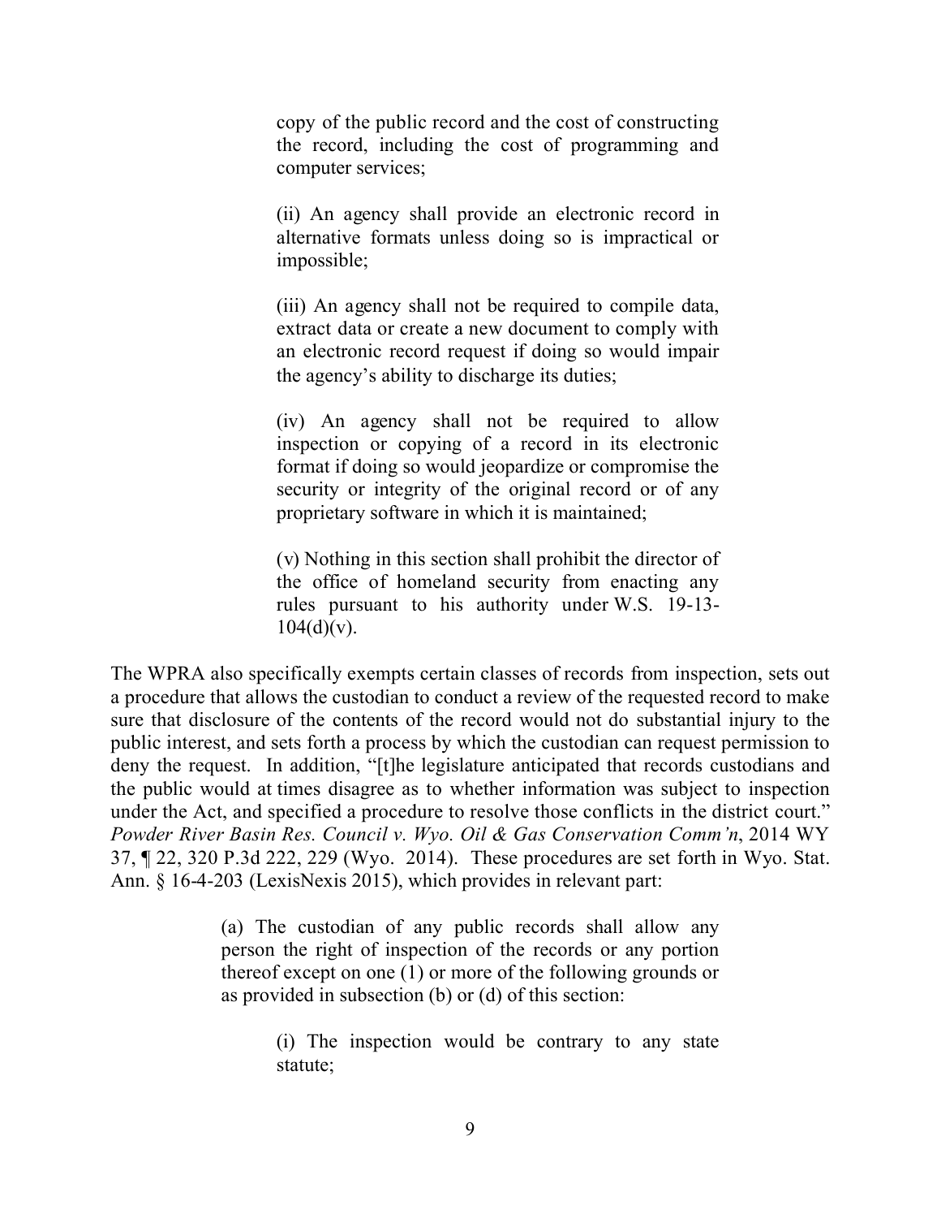> copy of the public record and the cost of constructing the record, including the cost of programming and computer services;
>
> (ii) An agency shall provide an electronic record in alternative formats unless doing so is impractical or impossible;
>
> (iii) An agency shall not be required to compile data, extract data or create a new document to comply with an electronic record request if doing so would impair the agency's ability to discharge its duties;
>
> (iv) An agency shall not be required to allow inspection or copying of a record in its electronic format if doing so would jeopardize or compromise the security or integrity of the original record or of any proprietary software in which it is maintained;
>
> (v) Nothing in this section shall prohibit the director of the office of homeland security from enacting any rules pursuant to his authority under W.S. 19-13-104(d)(v).

The WPRA also specifically exempts certain classes of records from inspection, sets out a procedure that allows the custodian to conduct a review of the requested record to make sure that disclosure of the contents of the record would not do substantial injury to the public interest, and sets forth a process by which the custodian can request permission to deny the request. In addition, "[t]he legislature anticipated that records custodians and the public would at times disagree as to whether information was subject to inspection under the Act, and specified a procedure to resolve those conflicts in the district court." *Powder River Basin Res. Council v. Wyo. Oil & Gas Conservation Comm'n*, 2014 WY 37, ¶ 22, 320 P.3d 222, 229 (Wyo. 2014). These procedures are set forth in Wyo. Stat. Ann. § 16-4-203 (LexisNexis 2015), which provides in relevant part:

> (a) The custodian of any public records shall allow any person the right of inspection of the records or any portion thereof except on one (1) or more of the following grounds or as provided in subsection (b) or (d) of this section:
>
> (i) The inspection would be contrary to any state statute;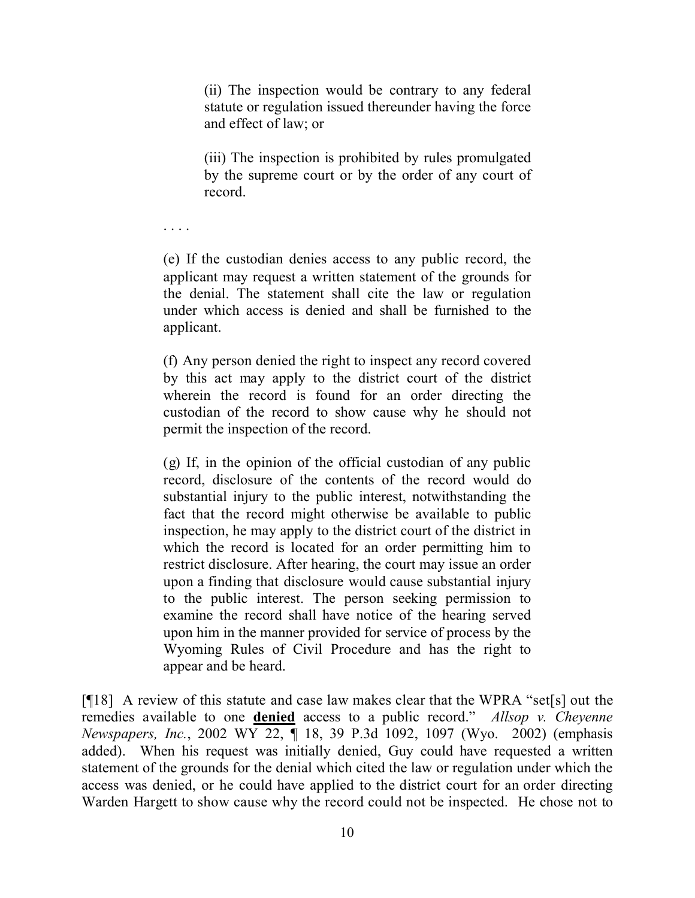> (ii) The inspection would be contrary to any federal statute or regulation issued thereunder having the force and effect of law; or
>
> (iii) The inspection is prohibited by rules promulgated by the supreme court or by the order of any court of record.
>
> . . . .
>
> (e) If the custodian denies access to any public record, the applicant may request a written statement of the grounds for the denial. The statement shall cite the law or regulation under which access is denied and shall be furnished to the applicant.
>
> (f) Any person denied the right to inspect any record covered by this act may apply to the district court of the district wherein the record is found for an order directing the custodian of the record to show cause why he should not permit the inspection of the record.
>
> (g) If, in the opinion of the official custodian of any public record, disclosure of the contents of the record would do substantial injury to the public interest, notwithstanding the fact that the record might otherwise be available to public inspection, he may apply to the district court of the district in which the record is located for an order permitting him to restrict disclosure. After hearing, the court may issue an order upon a finding that disclosure would cause substantial injury to the public interest. The person seeking permission to examine the record shall have notice of the hearing served upon him in the manner provided for service of process by the Wyoming Rules of Civil Procedure and has the right to appear and be heard.

[¶18] A review of this statute and case law makes clear that the WPRA "set[s] out the remedies available to one **denied** access to a public record." *Allsop v. Cheyenne Newspapers, Inc.*, 2002 WY 22, ¶ 18, 39 P.3d 1092, 1097 (Wyo. 2002) (emphasis added). When his request was initially denied, Guy could have requested a written statement of the grounds for the denial which cited the law or regulation under which the access was denied, or he could have applied to the district court for an order directing Warden Hargett to show cause why the record could not be inspected. He chose not to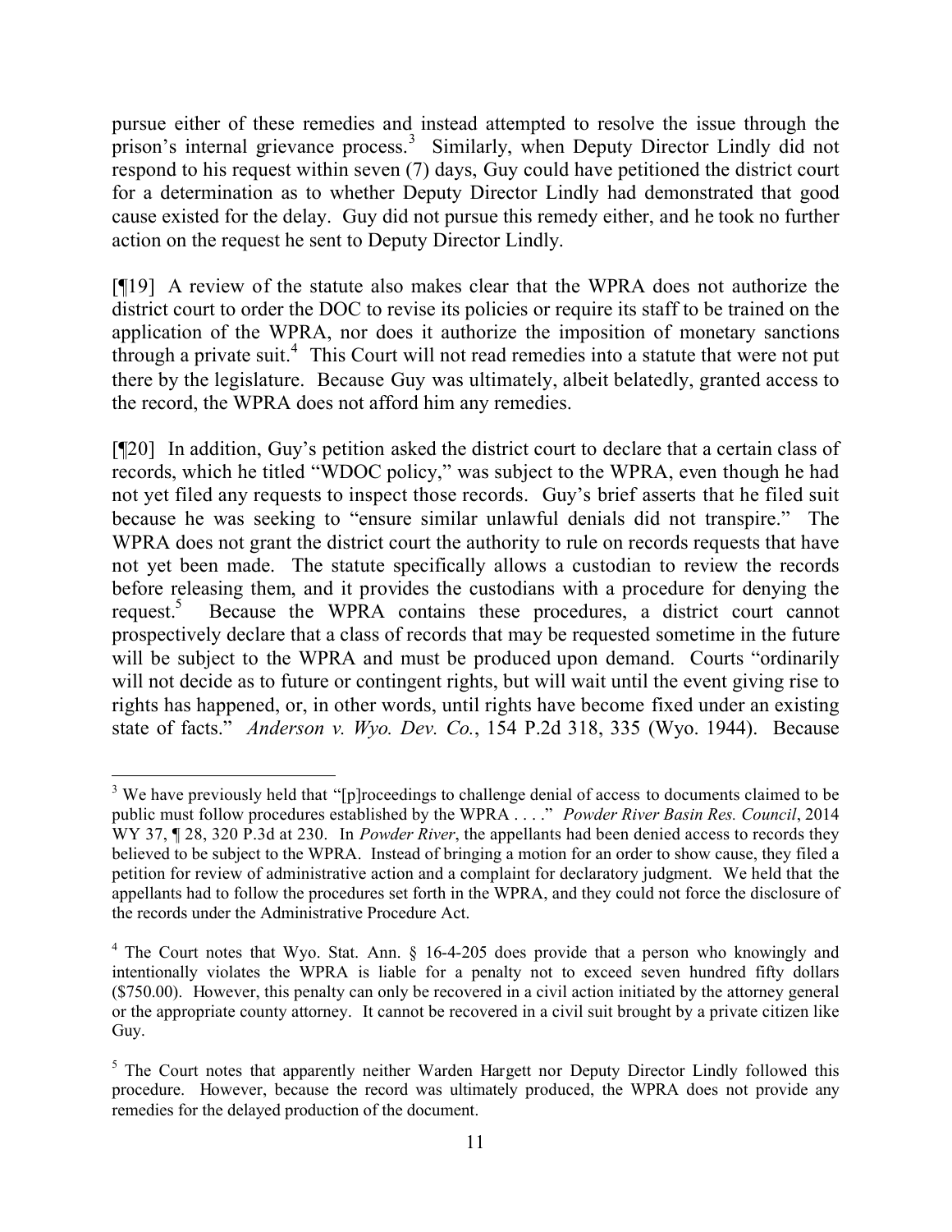pursue either of these remedies and instead attempted to resolve the issue through the prison's internal grievance process.[3] Similarly, when Deputy Director Lindly did not respond to his request within seven (7) days, Guy could have petitioned the district court for a determination as to whether Deputy Director Lindly had demonstrated that good cause existed for the delay. Guy did not pursue this remedy either, and he took no further action on the request he sent to Deputy Director Lindly.

[¶19] A review of the statute also makes clear that the WPRA does not authorize the district court to order the DOC to revise its policies or require its staff to be trained on the application of the WPRA, nor does it authorize the imposition of monetary sanctions through a private suit.[4] This Court will not read remedies into a statute that were not put there by the legislature. Because Guy was ultimately, albeit belatedly, granted access to the record, the WPRA does not afford him any remedies.

[¶20] In addition, Guy's petition asked the district court to declare that a certain class of records, which he titled "WDOC policy," was subject to the WPRA, even though he had not yet filed any requests to inspect those records. Guy's brief asserts that he filed suit because he was seeking to "ensure similar unlawful denials did not transpire." The WPRA does not grant the district court the authority to rule on records requests that have not yet been made. The statute specifically allows a custodian to review the records before releasing them, and it provides the custodians with a procedure for denying the request.[5] Because the WPRA contains these procedures, a district court cannot prospectively declare that a class of records that may be requested sometime in the future will be subject to the WPRA and must be produced upon demand. Courts "ordinarily will not decide as to future or contingent rights, but will wait until the event giving rise to rights has happened, or, in other words, until rights have become fixed under an existing state of facts." *Anderson v. Wyo. Dev. Co.*, 154 P.2d 318, 335 (Wyo. 1944). Because

---

[3] We have previously held that "[p]roceedings to challenge denial of access to documents claimed to be public must follow procedures established by the WPRA . . . ." *Powder River Basin Res. Council*, 2014 WY 37, ¶ 28, 320 P.3d at 230. In *Powder River*, the appellants had been denied access to records they believed to be subject to the WPRA. Instead of bringing a motion for an order to show cause, they filed a petition for review of administrative action and a complaint for declaratory judgment. We held that the appellants had to follow the procedures set forth in the WPRA, and they could not force the disclosure of the records under the Administrative Procedure Act.

[4] The Court notes that Wyo. Stat. Ann. § 16-4-205 does provide that a person who knowingly and intentionally violates the WPRA is liable for a penalty not to exceed seven hundred fifty dollars ($750.00). However, this penalty can only be recovered in a civil action initiated by the attorney general or the appropriate county attorney. It cannot be recovered in a civil suit brought by a private citizen like Guy.

[5] The Court notes that apparently neither Warden Hargett nor Deputy Director Lindly followed this procedure. However, because the record was ultimately produced, the WPRA does not provide any remedies for the delayed production of the document.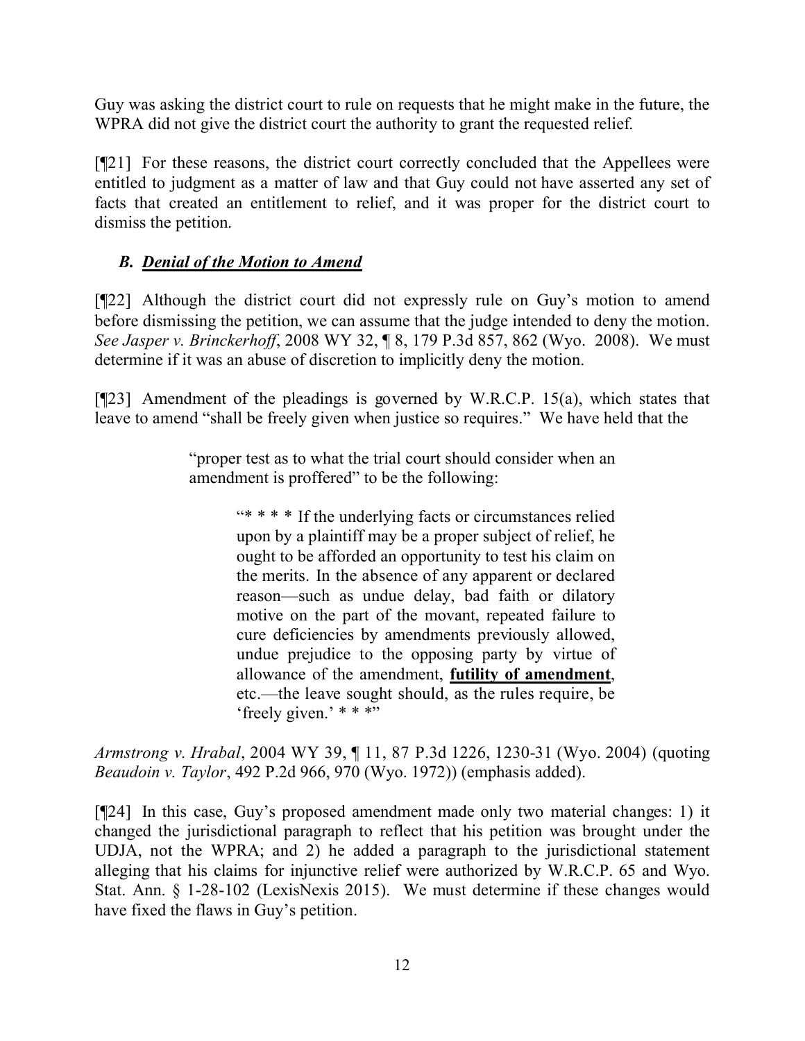Guy was asking the district court to rule on requests that he might make in the future, the WPRA did not give the district court the authority to grant the requested relief.

[¶21] For these reasons, the district court correctly concluded that the Appellees were entitled to judgment as a matter of law and that Guy could not have asserted any set of facts that created an entitlement to relief, and it was proper for the district court to dismiss the petition.

### *B. Denial of the Motion to Amend*

[¶22] Although the district court did not expressly rule on Guy's motion to amend before dismissing the petition, we can assume that the judge intended to deny the motion. *See Jasper v. Brinckerhoff*, 2008 WY 32, ¶ 8, 179 P.3d 857, 862 (Wyo. 2008). We must determine if it was an abuse of discretion to implicitly deny the motion.

[¶23] Amendment of the pleadings is governed by W.R.C.P. 15(a), which states that leave to amend "shall be freely given when justice so requires." We have held that the

> "proper test as to what the trial court should consider when an amendment is proffered" to be the following:
>
> > "* * * * If the underlying facts or circumstances relied upon by a plaintiff may be a proper subject of relief, he ought to be afforded an opportunity to test his claim on the merits. In the absence of any apparent or declared reason—such as undue delay, bad faith or dilatory motive on the part of the movant, repeated failure to cure deficiencies by amendments previously allowed, undue prejudice to the opposing party by virtue of allowance of the amendment, **futility of amendment**, etc.—the leave sought should, as the rules require, be 'freely given.' * * *"

*Armstrong v. Hrabal*, 2004 WY 39, ¶ 11, 87 P.3d 1226, 1230-31 (Wyo. 2004) (quoting *Beaudoin v. Taylor*, 492 P.2d 966, 970 (Wyo. 1972)) (emphasis added).

[¶24] In this case, Guy's proposed amendment made only two material changes: 1) it changed the jurisdictional paragraph to reflect that his petition was brought under the UDJA, not the WPRA; and 2) he added a paragraph to the jurisdictional statement alleging that his claims for injunctive relief were authorized by W.R.C.P. 65 and Wyo. Stat. Ann. § 1-28-102 (LexisNexis 2015). We must determine if these changes would have fixed the flaws in Guy's petition.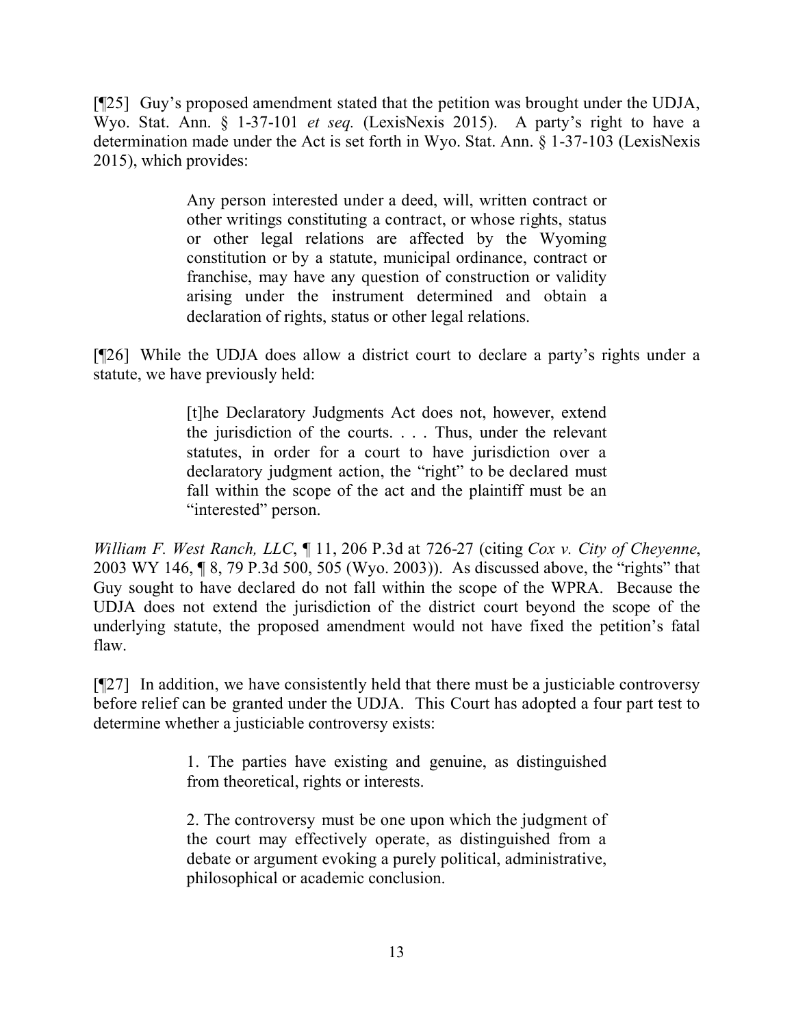[¶25] Guy's proposed amendment stated that the petition was brought under the UDJA, Wyo. Stat. Ann. § 1-37-101 *et seq.* (LexisNexis 2015). A party's right to have a determination made under the Act is set forth in Wyo. Stat. Ann. § 1-37-103 (LexisNexis 2015), which provides:

> Any person interested under a deed, will, written contract or other writings constituting a contract, or whose rights, status or other legal relations are affected by the Wyoming constitution or by a statute, municipal ordinance, contract or franchise, may have any question of construction or validity arising under the instrument determined and obtain a declaration of rights, status or other legal relations.

[¶26] While the UDJA does allow a district court to declare a party's rights under a statute, we have previously held:

> [t]he Declaratory Judgments Act does not, however, extend the jurisdiction of the courts. . . . Thus, under the relevant statutes, in order for a court to have jurisdiction over a declaratory judgment action, the "right" to be declared must fall within the scope of the act and the plaintiff must be an "interested" person.

*William F. West Ranch, LLC*, ¶ 11, 206 P.3d at 726-27 (citing *Cox v. City of Cheyenne*, 2003 WY 146, ¶ 8, 79 P.3d 500, 505 (Wyo. 2003)). As discussed above, the "rights" that Guy sought to have declared do not fall within the scope of the WPRA. Because the UDJA does not extend the jurisdiction of the district court beyond the scope of the underlying statute, the proposed amendment would not have fixed the petition's fatal flaw.

[¶27] In addition, we have consistently held that there must be a justiciable controversy before relief can be granted under the UDJA. This Court has adopted a four part test to determine whether a justiciable controversy exists:

> 1. The parties have existing and genuine, as distinguished from theoretical, rights or interests.
>
> 2. The controversy must be one upon which the judgment of the court may effectively operate, as distinguished from a debate or argument evoking a purely political, administrative, philosophical or academic conclusion.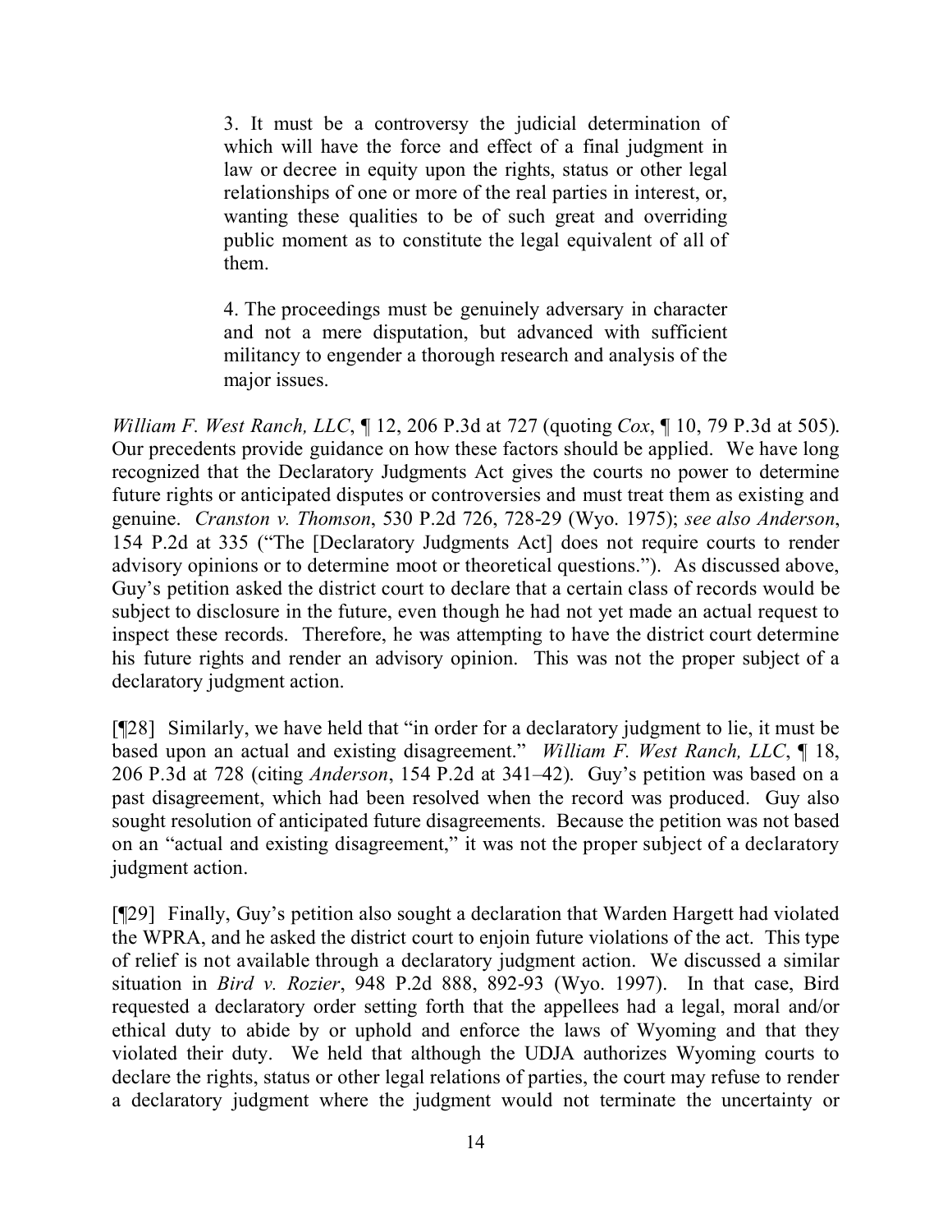> 3. It must be a controversy the judicial determination of which will have the force and effect of a final judgment in law or decree in equity upon the rights, status or other legal relationships of one or more of the real parties in interest, or, wanting these qualities to be of such great and overriding public moment as to constitute the legal equivalent of all of them.
>
> 4. The proceedings must be genuinely adversary in character and not a mere disputation, but advanced with sufficient militancy to engender a thorough research and analysis of the major issues.

*William F. West Ranch, LLC*, ¶ 12, 206 P.3d at 727 (quoting *Cox*, ¶ 10, 79 P.3d at 505). Our precedents provide guidance on how these factors should be applied. We have long recognized that the Declaratory Judgments Act gives the courts no power to determine future rights or anticipated disputes or controversies and must treat them as existing and genuine. *Cranston v. Thomson*, 530 P.2d 726, 728-29 (Wyo. 1975); *see also Anderson*, 154 P.2d at 335 ("The [Declaratory Judgments Act] does not require courts to render advisory opinions or to determine moot or theoretical questions."). As discussed above, Guy's petition asked the district court to declare that a certain class of records would be subject to disclosure in the future, even though he had not yet made an actual request to inspect these records. Therefore, he was attempting to have the district court determine his future rights and render an advisory opinion. This was not the proper subject of a declaratory judgment action.

[¶28] Similarly, we have held that "in order for a declaratory judgment to lie, it must be based upon an actual and existing disagreement." *William F. West Ranch, LLC*, ¶ 18, 206 P.3d at 728 (citing *Anderson*, 154 P.2d at 341–42). Guy's petition was based on a past disagreement, which had been resolved when the record was produced. Guy also sought resolution of anticipated future disagreements. Because the petition was not based on an "actual and existing disagreement," it was not the proper subject of a declaratory judgment action.

[¶29] Finally, Guy's petition also sought a declaration that Warden Hargett had violated the WPRA, and he asked the district court to enjoin future violations of the act. This type of relief is not available through a declaratory judgment action. We discussed a similar situation in *Bird v. Rozier*, 948 P.2d 888, 892-93 (Wyo. 1997). In that case, Bird requested a declaratory order setting forth that the appellees had a legal, moral and/or ethical duty to abide by or uphold and enforce the laws of Wyoming and that they violated their duty. We held that although the UDJA authorizes Wyoming courts to declare the rights, status or other legal relations of parties, the court may refuse to render a declaratory judgment where the judgment would not terminate the uncertainty or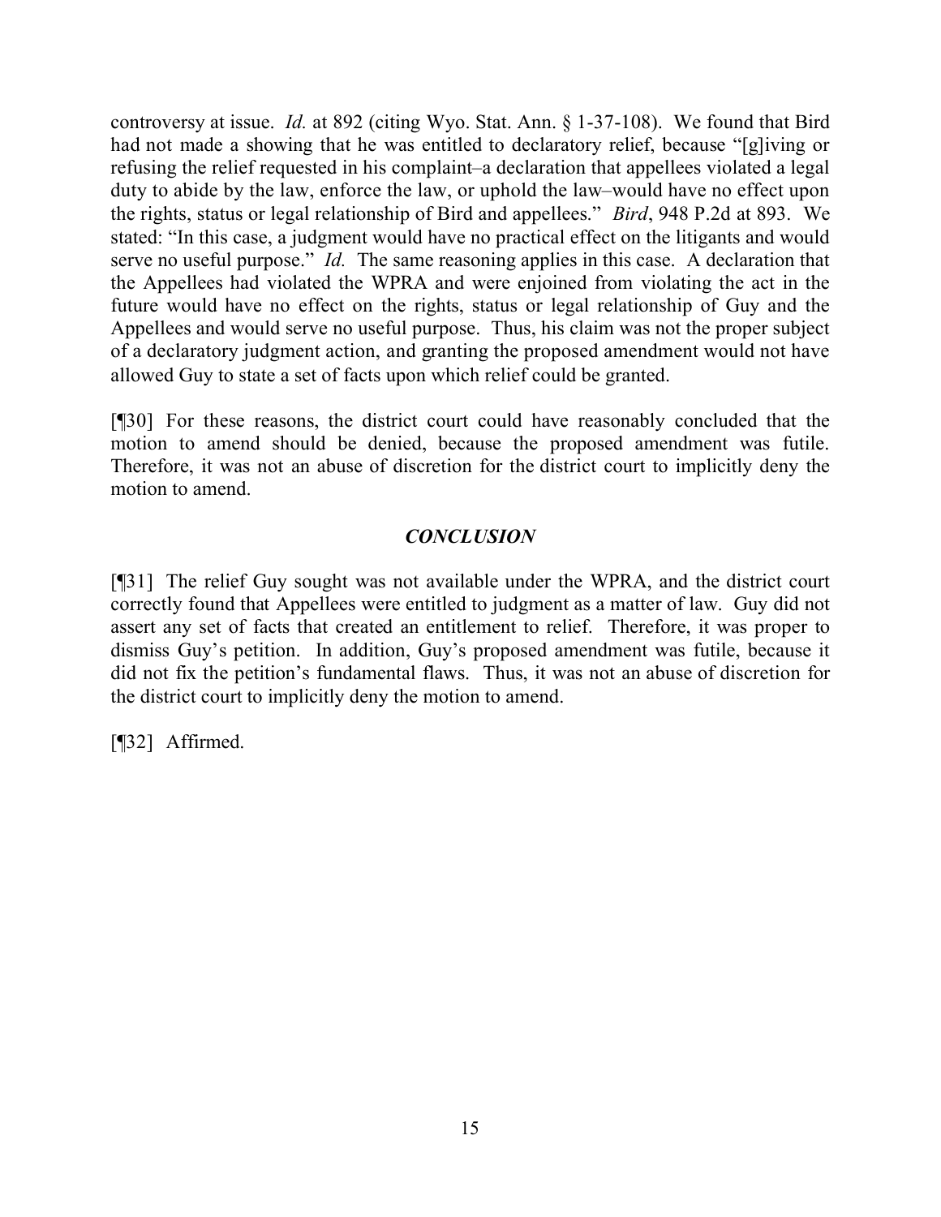controversy at issue. *Id.* at 892 (citing Wyo. Stat. Ann. § 1-37-108). We found that Bird had not made a showing that he was entitled to declaratory relief, because "[g]iving or refusing the relief requested in his complaint–a declaration that appellees violated a legal duty to abide by the law, enforce the law, or uphold the law–would have no effect upon the rights, status or legal relationship of Bird and appellees." *Bird*, 948 P.2d at 893. We stated: "In this case, a judgment would have no practical effect on the litigants and would serve no useful purpose." *Id.* The same reasoning applies in this case. A declaration that the Appellees had violated the WPRA and were enjoined from violating the act in the future would have no effect on the rights, status or legal relationship of Guy and the Appellees and would serve no useful purpose. Thus, his claim was not the proper subject of a declaratory judgment action, and granting the proposed amendment would not have allowed Guy to state a set of facts upon which relief could be granted.

[¶30] For these reasons, the district court could have reasonably concluded that the motion to amend should be denied, because the proposed amendment was futile. Therefore, it was not an abuse of discretion for the district court to implicitly deny the motion to amend.

## ***CONCLUSION***

[¶31] The relief Guy sought was not available under the WPRA, and the district court correctly found that Appellees were entitled to judgment as a matter of law. Guy did not assert any set of facts that created an entitlement to relief. Therefore, it was proper to dismiss Guy's petition. In addition, Guy's proposed amendment was futile, because it did not fix the petition's fundamental flaws. Thus, it was not an abuse of discretion for the district court to implicitly deny the motion to amend.

[¶32] Affirmed.